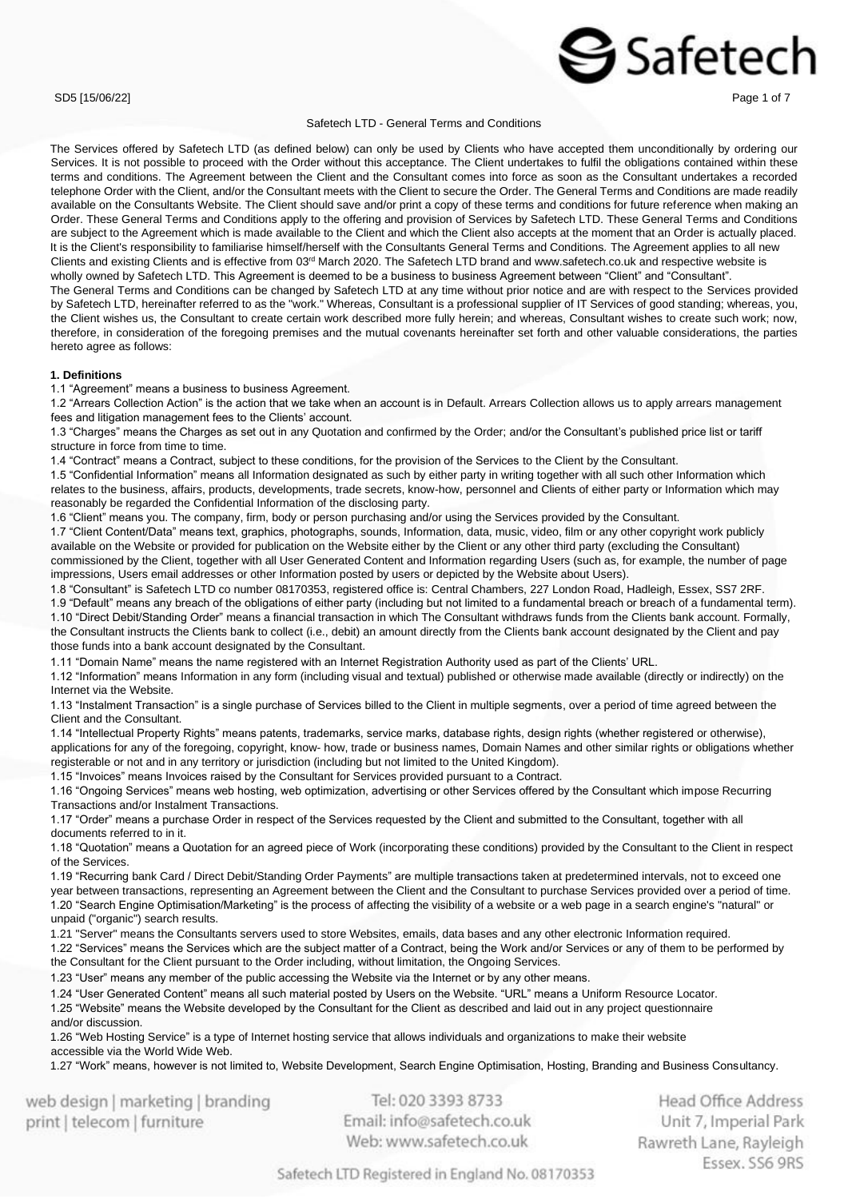Safetech LTD - General Terms and Conditions

The Services offered by Safetech LTD (as defined below) can only be used by Clients who have accepted them unconditionally by ordering our Services. It is not possible to proceed with the Order without this acceptance. The Client undertakes to fulfil the obligations contained within these terms and conditions. The Agreement between the Client and the Consultant comes into force as soon as the Consultant undertakes a recorded telephone Order with the Client, and/or the Consultant meets with the Client to secure the Order. The General Terms and Conditions are made readily available on the Consultants Website. The Client should save and/or print a copy of these terms and conditions for future reference when making an Order. These General Terms and Conditions apply to the offering and provision of Services by Safetech LTD. These General Terms and Conditions are subject to the Agreement which is made available to the Client and which the Client also accepts at the moment that an Order is actually placed. It is the Client's responsibility to familiarise himself/herself with the Consultants General Terms and Conditions. The Agreement applies to all new Clients and existing Clients and is effective from 03rd March 2020. The Safetech LTD brand and www.safetech.co.uk and respective website is wholly owned by Safetech LTD. This Agreement is deemed to be a business to business Agreement between "Client" and "Consultant".

The General Terms and Conditions can be changed by Safetech LTD at any time without prior notice and are with respect to the Services provided by Safetech LTD, hereinafter referred to as the "work." Whereas, Consultant is a professional supplier of IT Services of good standing; whereas, you, the Client wishes us, the Consultant to create certain work described more fully herein; and whereas, Consultant wishes to create such work; now, therefore, in consideration of the foregoing premises and the mutual covenants hereinafter set forth and other valuable considerations, the parties hereto agree as follows:

**1. Definitions**

1.1 "Agreement" means a business to business Agreement.

1.2 "Arrears Collection Action" is the action that we take when an account is in Default. Arrears Collection allows us to apply arrears management fees and litigation management fees to the Clients' account.

1.3 "Charges" means the Charges as set out in any Quotation and confirmed by the Order; and/or the Consultant's published price list or tariff structure in force from time to time.

1.4 "Contract" means a Contract, subject to these conditions, for the provision of the Services to the Client by the Consultant.

1.5 "Confidential Information" means all Information designated as such by either party in writing together with all such other Information which relates to the business, affairs, products, developments, trade secrets, know-how, personnel and Clients of either party or Information which may reasonably be regarded the Confidential Information of the disclosing party.

1.6 "Client" means you. The company, firm, body or person purchasing and/or using the Services provided by the Consultant.

1.7 "Client Content/Data" means text, graphics, photographs, sounds, Information, data, music, video, film or any other copyright work publicly available on the Website or provided for publication on the Website either by the Client or any other third party (excluding the Consultant) commissioned by the Client, together with all User Generated Content and Information regarding Users (such as, for example, the number of page impressions, Users email addresses or other Information posted by users or depicted by the Website about Users).

1.8 "Consultant" is Safetech LTD co number 08170353, registered office is: Central Chambers, 227 London Road, Hadleigh, Essex, SS7 2RF.

1.9 "Default" means any breach of the obligations of either party (including but not limited to a fundamental breach or breach of a fundamental term).

1.10 "Direct Debit/Standing Order" means a financial transaction in which The Consultant withdraws funds from the Clients bank account. Formally, the Consultant instructs the Clients bank to collect (i.e., debit) an amount directly from the Clients bank account designated by the Client and pay those funds into a bank account designated by the Consultant.

1.11 "Domain Name" means the name registered with an Internet Registration Authority used as part of the Clients' URL.

1.12 "Information" means Information in any form (including visual and textual) published or otherwise made available (directly or indirectly) on the Internet via the Website.

1.13 "Instalment Transaction" is a single purchase of Services billed to the Client in multiple segments, over a period of time agreed between the Client and the Consultant.

1.14 "Intellectual Property Rights" means patents, trademarks, service marks, database rights, design rights (whether registered or otherwise), applications for any of the foregoing, copyright, know- how, trade or business names, Domain Names and other similar rights or obligations whether registerable or not and in any territory or jurisdiction (including but not limited to the United Kingdom).

1.15 "Invoices" means Invoices raised by the Consultant for Services provided pursuant to a Contract.

1.16 "Ongoing Services" means web hosting, web optimization, advertising or other Services offered by the Consultant which impose Recurring Transactions and/or Instalment Transactions.

1.17 "Order" means a purchase Order in respect of the Services requested by the Client and submitted to the Consultant, together with all documents referred to in it.

1.18 "Quotation" means a Quotation for an agreed piece of Work (incorporating these conditions) provided by the Consultant to the Client in respect of the Services.

1.19 "Recurring bank Card / Direct Debit/Standing Order Payments" are multiple transactions taken at predetermined intervals, not to exceed one year between transactions, representing an Agreement between the Client and the Consultant to purchase Services provided over a period of time.

1.20 "Search Engine Optimisation/Marketing" is the process of affecting the visibility of a website or a web page in a search engine's "natural" or unpaid ("organic") search results.

1.21 "Server" means the Consultants servers used to store Websites, emails, data bases and any other electronic Information required.

1.22 "Services" means the Services which are the subject matter of a Contract, being the Work and/or Services or any of them to be performed by the Consultant for the Client pursuant to the Order including, without limitation, the Ongoing Services.

1.23 "User" means any member of the public accessing the Website via the Internet or by any other means.

1.24 "User Generated Content" means all such material posted by Users on the Website. "URL" means a Uniform Resource Locator.

1.25 "Website" means the Website developed by the Consultant for the Client as described and laid out in any project questionnaire and/or discussion.

1.26 "Web Hosting Service" is a type of Internet hosting service that allows individuals and organizations to make their website accessible via the World Wide Web.

1.27 "Work" means, however is not limited to, Website Development, Search Engine Optimisation, Hosting, Branding and Business Consultancy.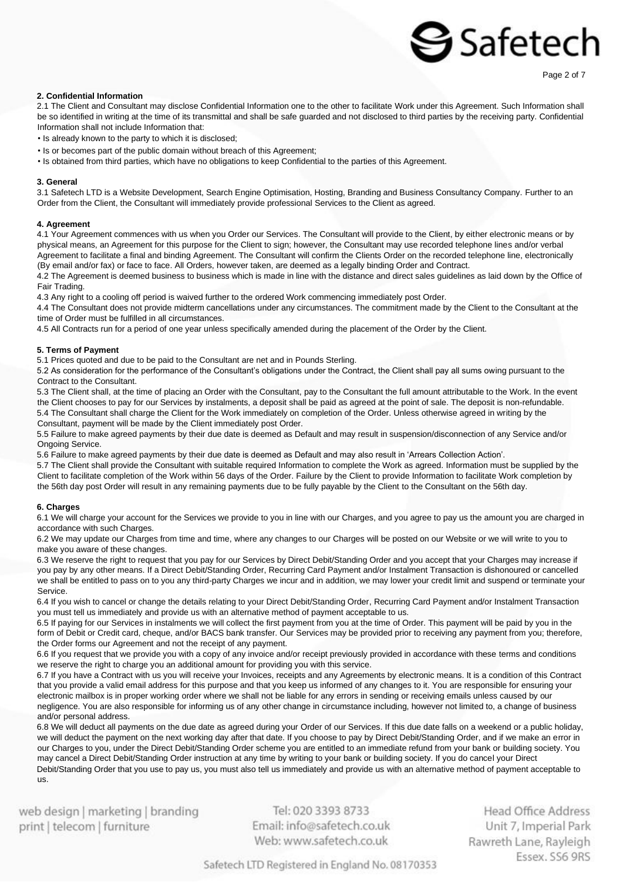### 2. Confidential Information

2.1 The Client and Consultant may disclose Confidential Information one to the other to facilitate Work under this Agreement. Such Information shall be so identified in writing at the time of its transmittal and shall be safe guarded and not disclosed to third parties by the receiving party. Confidential Information shall not include Information that:

- Is already known to the party to which it is disclosed;
- Is or becomes part of the public domain without breach of this Agreement;
- Is obtained from third parties, which have no obligations to keep Confidential to the parties of this Agreement.

### 3. General

3.1 Safetech LTD is a Website Development, Search Engine Optimisation, Hosting, Branding and Business Consultancy Company. Further to an Order from the Client, the Consultant will immediately provide professional Services to the Client as agreed.

### 4. Agreement

4.1 Your Agreement commences with us when you Order our Services. The Consultant will provide to the Client, by either electronic means or by physical means, an Agreement for this purpose for the Client to sign; however, the Consultant may use recorded telephone lines and/or verbal Agreement to facilitate a final and binding Agreement. The Consultant will confirm the Clients Order on the recorded telephone line, electronically (By email and/or fax) or face to face. All Orders, however taken, are deemed as a legally binding Order and Contract.

4.2 The Agreement is deemed business to business which is made in line with the distance and direct sales guidelines as laid down by the Office of Fair Trading.

4.3 Any right to a cooling off period is waived further to the ordered Work commencing immediately post Order.

4.4 The Consultant does not provide midterm cancellations under any circumstances. The commitment made by the Client to the Consultant at the time of Order must be fulfilled in all circumstances.

4.5 All Contracts run for a period of one year unless specifically amended during the placement of the Order by the Client.

### 5. Terms of Payment

5.1 Prices quoted and due to be paid to the Consultant are net and in Pounds Sterling.

5.2 As consideration for the performance of the Consultant's obligations under the Contract, the Client shall pay all sums owing pursuant to the Contract to the Consultant.

5.3 The Client shall, at the time of placing an Order with the Consultant, pay to the Consultant the full amount attributable to the Work. In the event the Client chooses to pay for our Services by instalments, a deposit shall be paid as agreed at the point of sale. The deposit is non-refundable.

5.4 The Consultant shall charge the Client for the Work immediately on completion of the Order. Unless otherwise agreed in writing by the Consultant, payment will be made by the Client immediately post Order.

5.5 Failure to make agreed payments by their due date is deemed as Default and may result in suspension/disconnection of any Service and/or Ongoing Service.

5.6 Failure to make agreed payments by their due date is deemed as Default and may also result in 'Arrears Collection Action'.

5.7 The Client shall provide the Consultant with suitable required Information to complete the Work as agreed. Information must be supplied by the Client to facilitate completion of the Work within 56 days of the Order. Failure by the Client to provide Information to facilitate Work completion by the 56th day post Order will result in any remaining payments due to be fully payable by the Client to the Consultant on the 56th day.

### 6. Charges

6.1 We will charge your account for the Services we provide to you in line with our Charges, and you agree to pay us the amount you are charged in accordance with such Charges.

6.2 We may update our Charges from time and time, where any changes to our Charges will be posted on our Website or we will write to you to make you aware of these changes.

6.3 We reserve the right to request that you pay for our Services by Direct Debit/Standing Order and you accept that your Charges may increase if you pay by any other means. If a Direct Debit/Standing Order, Recurring Card Payment and/or Instalment Transaction is dishonoured or cancelled we shall be entitled to pass on to you any third-party Charges we incur and in addition, we may lower your credit limit and suspend or terminate your Service.

6.4 If you wish to cancel or change the details relating to your Direct Debit/Standing Order, Recurring Card Payment and/or Instalment Transaction you must tell us immediately and provide us with an alternative method of payment acceptable to us.

6.5 If paying for our Services in instalments we will collect the first payment from you at the time of Order. This payment will be paid by you in the form of Debit or Credit card, cheque, and/or BACS bank transfer. Our Services may be provided prior to receiving any payment from you; therefore, the Order forms our Agreement and not the receipt of any payment.

6.6 If you request that we provide you with a copy of any invoice and/or receipt previously provided in accordance with these terms and conditions we reserve the right to charge you an additional amount for providing you with this service.

6.7 If you have a Contract with us you will receive your Invoices, receipts and any Agreements by electronic means. It is a condition of this Contract that you provide a valid email address for this purpose and that you keep us informed of any changes to it. You are responsible for ensuring your electronic mailbox is in proper working order where we shall not be liable for any errors in sending or receiving emails unless caused by our negligence. You are also responsible for informing us of any other change in circumstance including, however not limited to, a change of business and/or personal address.

6.8 We will deduct all payments on the due date as agreed during your Order of our Services. If this due date falls on a weekend or a public holiday, we will deduct the payment on the next working day after that date. If you choose to pay by Direct Debit/Standing Order, and if we make an error in our Charges to you, under the Direct Debit/Standing Order scheme you are entitled to an immediate refund from your bank or building society. You may cancel a Direct Debit/Standing Order instruction at any time by writing to your bank or building society. If you do cancel your Direct Debit/Standing Order that you use to pay us, you must also tell us immediately and provide us with an alternative method of payment acceptable to us.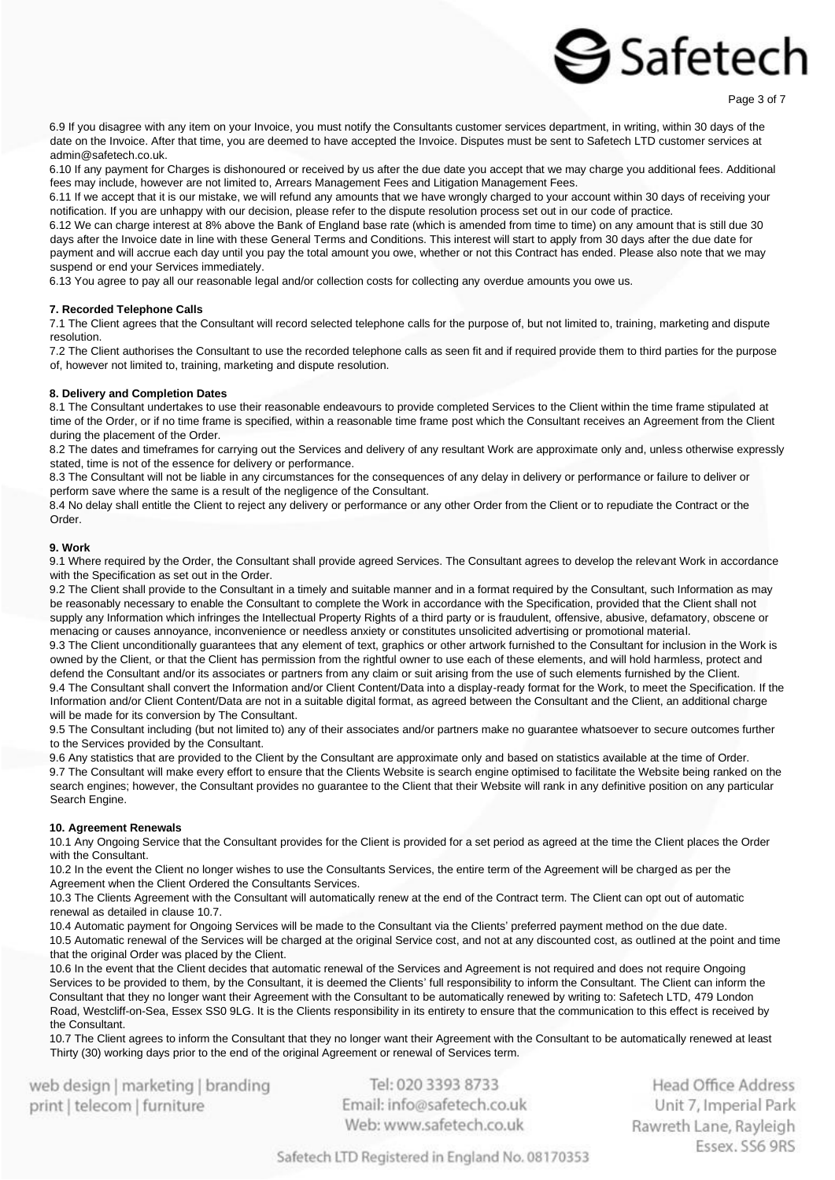6.9 If you disagree with any item on your Invoice, you must notify the Consultants customer services department, in writing, within 30 days of the date on the Invoice. After that time, you are deemed to have accepted the Invoice. Disputes must be sent to Safetech LTD customer services at admin@safetech.co.uk.

6.10 If any payment for Charges is dishonoured or received by us after the due date you accept that we may charge you additional fees. Additional fees may include, however are not limited to, Arrears Management Fees and Litigation Management Fees.

6.11 If we accept that it is our mistake, we will refund any amounts that we have wrongly charged to your account within 30 days of receiving your notification. If you are unhappy with our decision, please refer to the dispute resolution process set out in our code of practice.

6.12 We can charge interest at 8% above the Bank of England base rate (which is amended from time to time) on any amount that is still due 30 days after the Invoice date in line with these General Terms and Conditions. This interest will start to apply from 30 days after the due date for payment and will accrue each day until you pay the total amount you owe, whether or not this Contract has ended. Please also note that we may suspend or end your Services immediately.

6.13 You agree to pay all our reasonable legal and/or collection costs for collecting any overdue amounts you owe us.

**7. Recorded Telephone Calls**

7.1 The Client agrees that the Consultant will record selected telephone calls for the purpose of, but not limited to, training, marketing and dispute resolution.

7.2 The Client authorises the Consultant to use the recorded telephone calls as seen fit and if required provide them to third parties for the purpose of, however not limited to, training, marketing and dispute resolution.

**8. Delivery and Completion Dates**

8.1 The Consultant undertakes to use their reasonable endeavours to provide completed Services to the Client within the time frame stipulated at time of the Order, or if no time frame is specified, within a reasonable time frame post which the Consultant receives an Agreement from the Client during the placement of the Order.

8.2 The dates and timeframes for carrying out the Services and delivery of any resultant Work are approximate only and, unless otherwise expressly stated, time is not of the essence for delivery or performance.

8.3 The Consultant will not be liable in any circumstances for the consequences of any delay in delivery or performance or failure to deliver or perform save where the same is a result of the negligence of the Consultant.

8.4 No delay shall entitle the Client to reject any delivery or performance or any other Order from the Client or to repudiate the Contract or the Order.

**9. Work**

9.1 Where required by the Order, the Consultant shall provide agreed Services. The Consultant agrees to develop the relevant Work in accordance with the Specification as set out in the Order.

9.2 The Client shall provide to the Consultant in a timely and suitable manner and in a format required by the Consultant, such Information as may be reasonably necessary to enable the Consultant to complete the Work in accordance with the Specification, provided that the Client shall not supply any Information which infringes the Intellectual Property Rights of a third party or is fraudulent, offensive, abusive, defamatory, obscene or menacing or causes annoyance, inconvenience or needless anxiety or constitutes unsolicited advertising or promotional material.

9.3 The Client unconditionally guarantees that any element of text, graphics or other artwork furnished to the Consultant for inclusion in the Work is owned by the Client, or that the Client has permission from the rightful owner to use each of these elements, and will hold harmless, protect and defend the Consultant and/or its associates or partners from any claim or suit arising from the use of such elements furnished by the Client.

9.4 The Consultant shall convert the Information and/or Client Content/Data into a display-ready format for the Work, to meet the Specification. If the Information and/or Client Content/Data are not in a suitable digital format, as agreed between the Consultant and the Client, an additional charge will be made for its conversion by The Consultant.

9.5 The Consultant including (but not limited to) any of their associates and/or partners make no guarantee whatsoever to secure outcomes further to the Services provided by the Consultant.

9.6 Any statistics that are provided to the Client by the Consultant are approximate only and based on statistics available at the time of Order.

9.7 The Consultant will make every effort to ensure that the Clients Website is search engine optimised to facilitate the Website being ranked on the search engines; however, the Consultant provides no guarantee to the Client that their Website will rank in any definitive position on any particular Search Engine.

**10. Agreement Renewals**

10.1 Any Ongoing Service that the Consultant provides for the Client is provided for a set period as agreed at the time the Client places the Order with the Consultant.

10.2 In the event the Client no longer wishes to use the Consultants Services, the entire term of the Agreement will be charged as per the Agreement when the Client Ordered the Consultants Services.

10.3 The Clients Agreement with the Consultant will automatically renew at the end of the Contract term. The Client can opt out of automatic renewal as detailed in clause 10.7.

10.4 Automatic payment for Ongoing Services will be made to the Consultant via the Clients' preferred payment method on the due date.

10.5 Automatic renewal of the Services will be charged at the original Service cost, and not at any discounted cost, as outlined at the point and time that the original Order was placed by the Client.

10.6 In the event that the Client decides that automatic renewal of the Services and Agreement is not required and does not require Ongoing Services to be provided to them, by the Consultant, it is deemed the Clients' full responsibility to inform the Consultant. The Client can inform the Consultant that they no longer want their Agreement with the Consultant to be automatically renewed by writing to: Safetech LTD, 479 London Road, Westcliff-on-Sea, Essex SS0 9LG. It is the Clients responsibility in its entirety to ensure that the communication to this effect is received by the Consultant.

10.7 The Client agrees to inform the Consultant that they no longer want their Agreement with the Consultant to be automatically renewed at least Thirty (30) working days prior to the end of the original Agreement or renewal of Services term.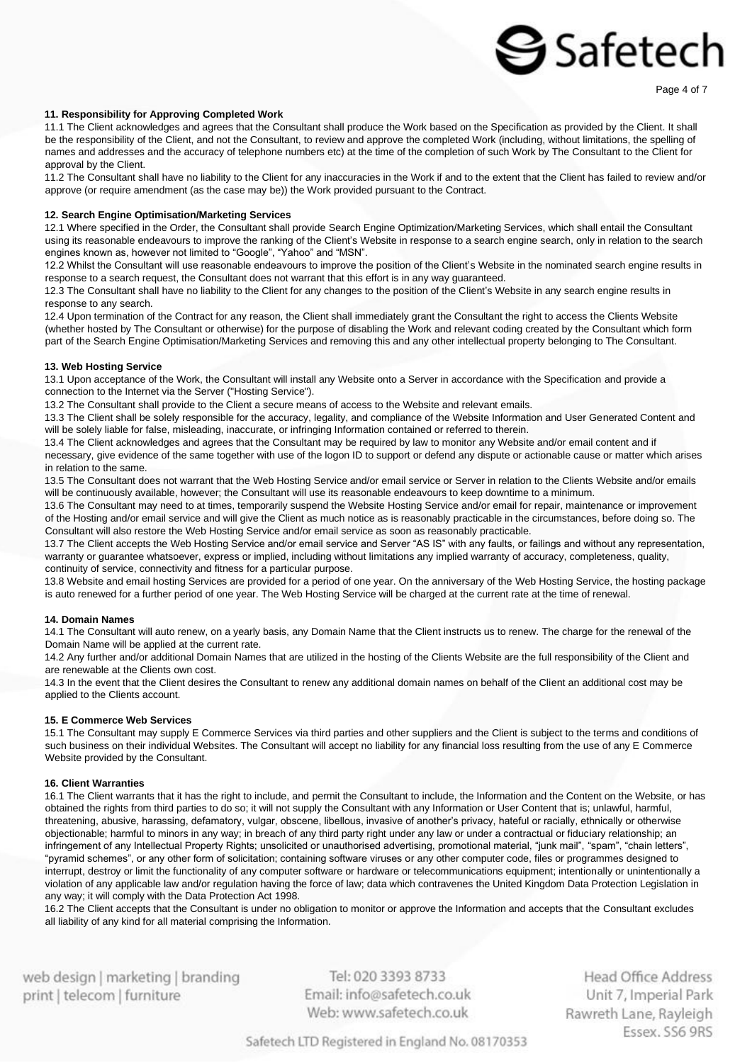### 11. Responsibility for Approving Completed Work

11.1 The Client acknowledges and agrees that the Consultant shall produce the Work based on the Specification as provided by the Client. It shall be the responsibility of the Client, and not the Consultant, to review and approve the completed Work (including, without limitations, the spelling of names and addresses and the accuracy of telephone numbers etc) at the time of the completion of such Work by The Consultant to the Client for approval by the Client.

11.2 The Consultant shall have no liability to the Client for any inaccuracies in the Work if and to the extent that the Client has failed to review and/or approve (or require amendment (as the case may be)) the Work provided pursuant to the Contract.

### 12. Search Engine Optimisation/Marketing Services

12.1 Where specified in the Order, the Consultant shall provide Search Engine Optimization/Marketing Services, which shall entail the Consultant using its reasonable endeavours to improve the ranking of the Client's Website in response to a search engine search, only in relation to the search engines known as, however not limited to "Google", "Yahoo" and "MSN".

12.2 Whilst the Consultant will use reasonable endeavours to improve the position of the Client's Website in the nominated search engine results in response to a search request, the Consultant does not warrant that this effort is in any way guaranteed.

12.3 The Consultant shall have no liability to the Client for any changes to the position of the Client's Website in any search engine results in response to any search.

12.4 Upon termination of the Contract for any reason, the Client shall immediately grant the Consultant the right to access the Clients Website (whether hosted by The Consultant or otherwise) for the purpose of disabling the Work and relevant coding created by the Consultant which form part of the Search Engine Optimisation/Marketing Services and removing this and any other intellectual property belonging to The Consultant.

### 13. Web Hosting Service

13.1 Upon acceptance of the Work, the Consultant will install any Website onto a Server in accordance with the Specification and provide a connection to the Internet via the Server ("Hosting Service").

13.2 The Consultant shall provide to the Client a secure means of access to the Website and relevant emails.

13.3 The Client shall be solely responsible for the accuracy, legality, and compliance of the Website Information and User Generated Content and will be solely liable for false, misleading, inaccurate, or infringing Information contained or referred to therein.

13.4 The Client acknowledges and agrees that the Consultant may be required by law to monitor any Website and/or email content and if necessary, give evidence of the same together with use of the logon ID to support or defend any dispute or actionable cause or matter which arises in relation to the same.

13.5 The Consultant does not warrant that the Web Hosting Service and/or email service or Server in relation to the Clients Website and/or emails will be continuously available, however; the Consultant will use its reasonable endeavours to keep downtime to a minimum.

13.6 The Consultant may need to at times, temporarily suspend the Website Hosting Service and/or email for repair, maintenance or improvement of the Hosting and/or email service and will give the Client as much notice as is reasonably practicable in the circumstances, before doing so. The Consultant will also restore the Web Hosting Service and/or email service as soon as reasonably practicable.

13.7 The Client accepts the Web Hosting Service and/or email service and Server "AS IS" with any faults, or failings and without any representation, warranty or guarantee whatsoever, express or implied, including without limitations any implied warranty of accuracy, completeness, quality, continuity of service, connectivity and fitness for a particular purpose.

13.8 Website and email hosting Services are provided for a period of one year. On the anniversary of the Web Hosting Service, the hosting package is auto renewed for a further period of one year. The Web Hosting Service will be charged at the current rate at the time of renewal.

### 14. Domain Names

14.1 The Consultant will auto renew, on a yearly basis, any Domain Name that the Client instructs us to renew. The charge for the renewal of the Domain Name will be applied at the current rate.

14.2 Any further and/or additional Domain Names that are utilized in the hosting of the Clients Website are the full responsibility of the Client and are renewable at the Clients own cost.

14.3 In the event that the Client desires the Consultant to renew any additional domain names on behalf of the Client an additional cost may be applied to the Clients account.

### 15. E Commerce Web Services

15.1 The Consultant may supply E Commerce Services via third parties and other suppliers and the Client is subject to the terms and conditions of such business on their individual Websites. The Consultant will accept no liability for any financial loss resulting from the use of any E Commerce Website provided by the Consultant.

### 16. Client Warranties

16.1 The Client warrants that it has the right to include, and permit the Consultant to include, the Information and the Content on the Website, or has obtained the rights from third parties to do so; it will not supply the Consultant with any Information or User Content that is; unlawful, harmful, threatening, abusive, harassing, defamatory, vulgar, obscene, libellous, invasive of another's privacy, hateful or racially, ethnically or otherwise objectionable; harmful to minors in any way; in breach of any third party right under any law or under a contractual or fiduciary relationship; an infringement of any Intellectual Property Rights; unsolicited or unauthorised advertising, promotional material, "junk mail", "spam", "chain letters", "pyramid schemes", or any other form of solicitation; containing software viruses or any other computer code, files or programmes designed to interrupt, destroy or limit the functionality of any computer software or hardware or telecommunications equipment; intentionally or unintentionally a violation of any applicable law and/or regulation having the force of law; data which contravenes the United Kingdom Data Protection Legislation in any way; it will comply with the Data Protection Act 1998.

16.2 The Client accepts that the Consultant is under no obligation to monitor or approve the Information and accepts that the Consultant excludes all liability of any kind for all material comprising the Information.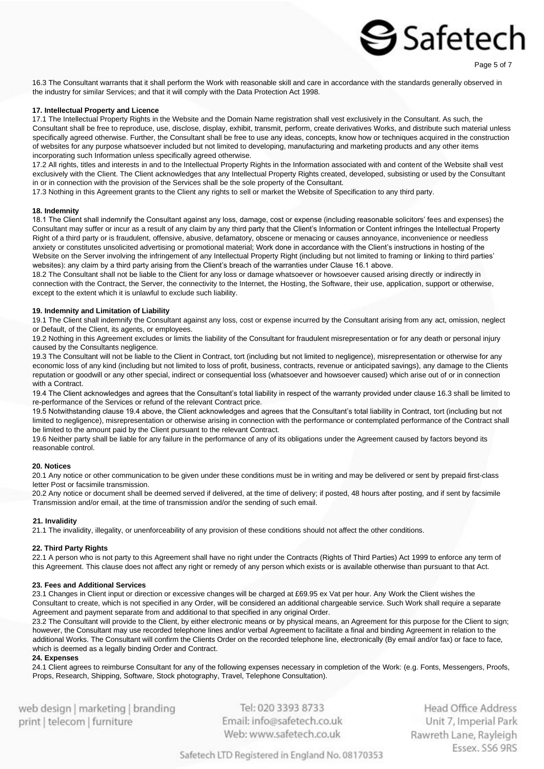16.3 The Consultant warrants that it shall perform the Work with reasonable skill and care in accordance with the standards generally observed in the industry for similar Services; and that it will comply with the Data Protection Act 1998.

**17. Intellectual Property and Licence**

17.1 The Intellectual Property Rights in the Website and the Domain Name registration shall vest exclusively in the Consultant. As such, the Consultant shall be free to reproduce, use, disclose, display, exhibit, transmit, perform, create derivatives Works, and distribute such material unless specifically agreed otherwise. Further, the Consultant shall be free to use any ideas, concepts, know how or techniques acquired in the construction of websites for any purpose whatsoever included but not limited to developing, manufacturing and marketing products and any other items incorporating such Information unless specifically agreed otherwise.

17.2 All rights, titles and interests in and to the Intellectual Property Rights in the Information associated with and content of the Website shall vest exclusively with the Client. The Client acknowledges that any Intellectual Property Rights created, developed, subsisting or used by the Consultant in or in connection with the provision of the Services shall be the sole property of the Consultant.

17.3 Nothing in this Agreement grants to the Client any rights to sell or market the Website of Specification to any third party.

**18. Indemnity**

18.1 The Client shall indemnify the Consultant against any loss, damage, cost or expense (including reasonable solicitors' fees and expenses) the Consultant may suffer or incur as a result of any claim by any third party that the Client's Information or Content infringes the Intellectual Property Right of a third party or is fraudulent, offensive, abusive, defamatory, obscene or menacing or causes annoyance, inconvenience or needless anxiety or constitutes unsolicited advertising or promotional material; Work done in accordance with the Client's instructions in hosting of the Website on the Server involving the infringement of any Intellectual Property Right (including but not limited to framing or linking to third parties' websites): any claim by a third party arising from the Client's breach of the warranties under Clause 16.1 above.

18.2 The Consultant shall not be liable to the Client for any loss or damage whatsoever or howsoever caused arising directly or indirectly in connection with the Contract, the Server, the connectivity to the Internet, the Hosting, the Software, their use, application, support or otherwise, except to the extent which it is unlawful to exclude such liability.

**19. Indemnity and Limitation of Liability**

19.1 The Client shall indemnify the Consultant against any loss, cost or expense incurred by the Consultant arising from any act, omission, neglect or Default, of the Client, its agents, or employees.

19.2 Nothing in this Agreement excludes or limits the liability of the Consultant for fraudulent misrepresentation or for any death or personal injury caused by the Consultants negligence.

19.3 The Consultant will not be liable to the Client in Contract, tort (including but not limited to negligence), misrepresentation or otherwise for any economic loss of any kind (including but not limited to loss of profit, business, contracts, revenue or anticipated savings), any damage to the Clients reputation or goodwill or any other special, indirect or consequential loss (whatsoever and howsoever caused) which arise out of or in connection with a Contract.

19.4 The Client acknowledges and agrees that the Consultant's total liability in respect of the warranty provided under clause 16.3 shall be limited to re-performance of the Services or refund of the relevant Contract price.

19.5 Notwithstanding clause 19.4 above, the Client acknowledges and agrees that the Consultant's total liability in Contract, tort (including but not limited to negligence), misrepresentation or otherwise arising in connection with the performance or contemplated performance of the Contract shall be limited to the amount paid by the Client pursuant to the relevant Contract.

19.6 Neither party shall be liable for any failure in the performance of any of its obligations under the Agreement caused by factors beyond its reasonable control.

**20. Notices**

20.1 Any notice or other communication to be given under these conditions must be in writing and may be delivered or sent by prepaid first-class letter Post or facsimile transmission.

20.2 Any notice or document shall be deemed served if delivered, at the time of delivery; if posted, 48 hours after posting, and if sent by facsimile Transmission and/or email, at the time of transmission and/or the sending of such email.

**21. Invalidity**

21.1 The invalidity, illegality, or unenforceability of any provision of these conditions should not affect the other conditions.

**22. Third Party Rights**

22.1 A person who is not party to this Agreement shall have no right under the Contracts (Rights of Third Parties) Act 1999 to enforce any term of this Agreement. This clause does not affect any right or remedy of any person which exists or is available otherwise than pursuant to that Act.

**23. Fees and Additional Services**

23.1 Changes in Client input or direction or excessive changes will be charged at £69.95 ex Vat per hour. Any Work the Client wishes the Consultant to create, which is not specified in any Order, will be considered an additional chargeable service. Such Work shall require a separate Agreement and payment separate from and additional to that specified in any original Order.

23.2 The Consultant will provide to the Client, by either electronic means or by physical means, an Agreement for this purpose for the Client to sign; however, the Consultant may use recorded telephone lines and/or verbal Agreement to facilitate a final and binding Agreement in relation to the additional Works. The Consultant will confirm the Clients Order on the recorded telephone line, electronically (By email and/or fax) or face to face, which is deemed as a legally binding Order and Contract.

**24. Expenses**

24.1 Client agrees to reimburse Consultant for any of the following expenses necessary in completion of the Work: (e.g. Fonts, Messengers, Proofs, Props, Research, Shipping, Software, Stock photography, Travel, Telephone Consultation).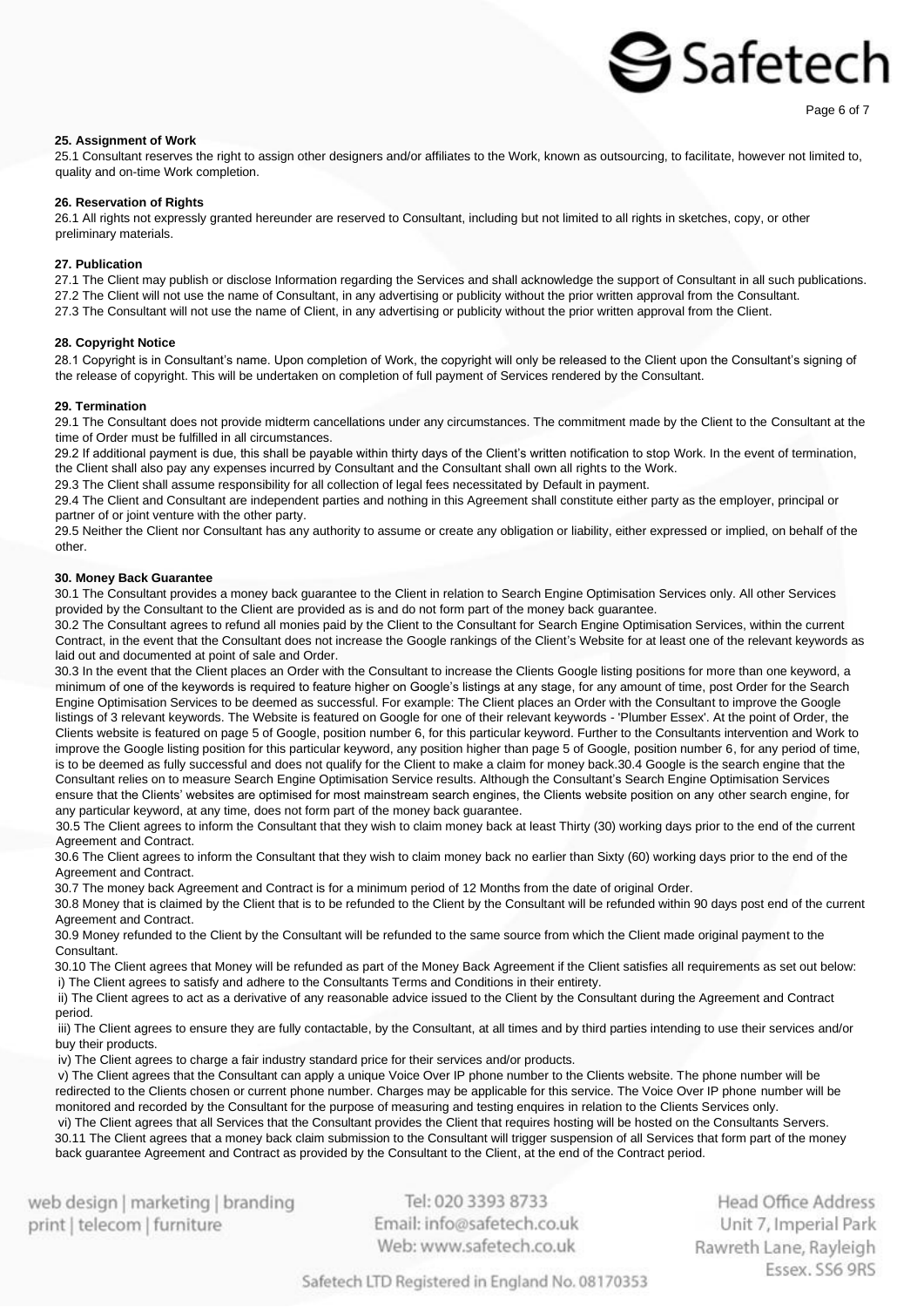### 25. Assignment of Work

25.1 Consultant reserves the right to assign other designers and/or affiliates to the Work, known as outsourcing, to facilitate, however not limited to, quality and on-time Work completion.

### 26. Reservation of Rights

26.1 All rights not expressly granted hereunder are reserved to Consultant, including but not limited to all rights in sketches, copy, or other preliminary materials.

### 27. Publication

27.1 The Client may publish or disclose Information regarding the Services and shall acknowledge the support of Consultant in all such publications.
27.2 The Client will not use the name of Consultant, in any advertising or publicity without the prior written approval from the Consultant.
27.3 The Consultant will not use the name of Client, in any advertising or publicity without the prior written approval from the Client.

### 28. Copyright Notice

28.1 Copyright is in Consultant's name. Upon completion of Work, the copyright will only be released to the Client upon the Consultant's signing of the release of copyright. This will be undertaken on completion of full payment of Services rendered by the Consultant.

### 29. Termination

29.1 The Consultant does not provide midterm cancellations under any circumstances. The commitment made by the Client to the Consultant at the time of Order must be fulfilled in all circumstances.
29.2 If additional payment is due, this shall be payable within thirty days of the Client's written notification to stop Work. In the event of termination, the Client shall also pay any expenses incurred by Consultant and the Consultant shall own all rights to the Work.
29.3 The Client shall assume responsibility for all collection of legal fees necessitated by Default in payment.
29.4 The Client and Consultant are independent parties and nothing in this Agreement shall constitute either party as the employer, principal or partner of or joint venture with the other party.
29.5 Neither the Client nor Consultant has any authority to assume or create any obligation or liability, either expressed or implied, on behalf of the other.

### 30. Money Back Guarantee

30.1 The Consultant provides a money back guarantee to the Client in relation to Search Engine Optimisation Services only. All other Services provided by the Consultant to the Client are provided as is and do not form part of the money back guarantee.
30.2 The Consultant agrees to refund all monies paid by the Client to the Consultant for Search Engine Optimisation Services, within the current Contract, in the event that the Consultant does not increase the Google rankings of the Client's Website for at least one of the relevant keywords as laid out and documented at point of sale and Order.
30.3 In the event that the Client places an Order with the Consultant to increase the Clients Google listing positions for more than one keyword, a minimum of one of the keywords is required to feature higher on Google's listings at any stage, for any amount of time, post Order for the Search Engine Optimisation Services to be deemed as successful. For example: The Client places an Order with the Consultant to improve the Google listings of 3 relevant keywords. The Website is featured on Google for one of their relevant keywords - 'Plumber Essex'. At the point of Order, the Clients website is featured on page 5 of Google, position number 6, for this particular keyword. Further to the Consultants intervention and Work to improve the Google listing position for this particular keyword, any position higher than page 5 of Google, position number 6, for any period of time, is to be deemed as fully successful and does not qualify for the Client to make a claim for money back.30.4 Google is the search engine that the Consultant relies on to measure Search Engine Optimisation Service results. Although the Consultant's Search Engine Optimisation Services ensure that the Clients' websites are optimised for most mainstream search engines, the Clients website position on any other search engine, for any particular keyword, at any time, does not form part of the money back guarantee.
30.5 The Client agrees to inform the Consultant that they wish to claim money back at least Thirty (30) working days prior to the end of the current Agreement and Contract.
30.6 The Client agrees to inform the Consultant that they wish to claim money back no earlier than Sixty (60) working days prior to the end of the Agreement and Contract.
30.7 The money back Agreement and Contract is for a minimum period of 12 Months from the date of original Order.
30.8 Money that is claimed by the Client that is to be refunded to the Client by the Consultant will be refunded within 90 days post end of the current Agreement and Contract.
30.9 Money refunded to the Client by the Consultant will be refunded to the same source from which the Client made original payment to the Consultant.
30.10 The Client agrees that Money will be refunded as part of the Money Back Agreement if the Client satisfies all requirements as set out below:
i) The Client agrees to satisfy and adhere to the Consultants Terms and Conditions in their entirety.
ii) The Client agrees to act as a derivative of any reasonable advice issued to the Client by the Consultant during the Agreement and Contract period.
iii) The Client agrees to ensure they are fully contactable, by the Consultant, at all times and by third parties intending to use their services and/or buy their products.
iv) The Client agrees to charge a fair industry standard price for their services and/or products.
v) The Client agrees that the Consultant can apply a unique Voice Over IP phone number to the Clients website. The phone number will be redirected to the Clients chosen or current phone number. Charges may be applicable for this service. The Voice Over IP phone number will be monitored and recorded by the Consultant for the purpose of measuring and testing enquires in relation to the Clients Services only.
vi) The Client agrees that all Services that the Consultant provides the Client that requires hosting will be hosted on the Consultants Servers.
30.11 The Client agrees that a money back claim submission to the Consultant will trigger suspension of all Services that form part of the money back guarantee Agreement and Contract as provided by the Consultant to the Client, at the end of the Contract period.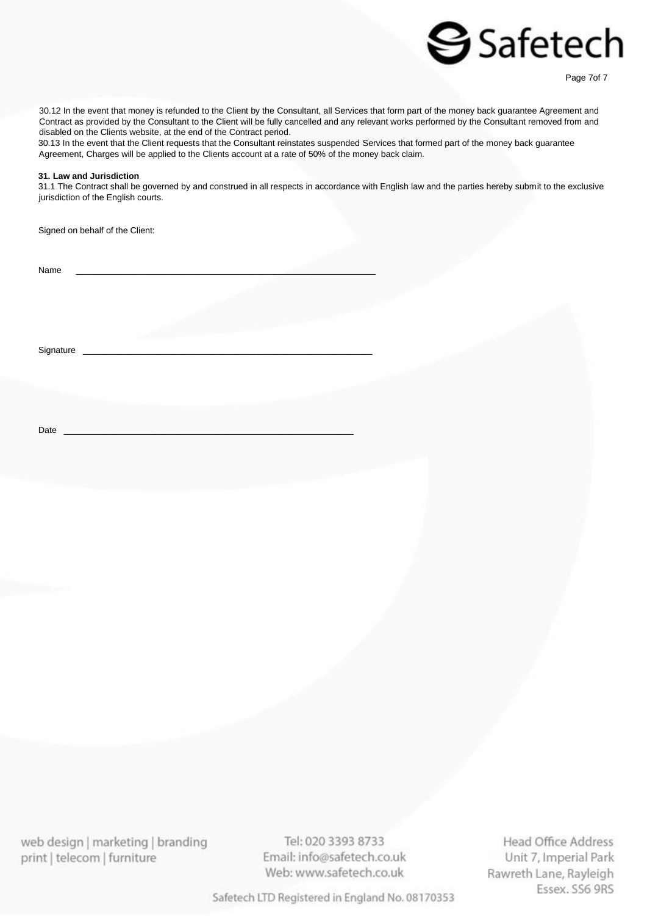30.12 In the event that money is refunded to the Client by the Consultant, all Services that form part of the money back guarantee Agreement and Contract as provided by the Consultant to the Client will be fully cancelled and any relevant works performed by the Consultant removed from and disabled on the Clients website, at the end of the Contract period.
30.13 In the event that the Client requests that the Consultant reinstates suspended Services that formed part of the money back guarantee Agreement, Charges will be applied to the Clients account at a rate of 50% of the money back claim.

**31. Law and Jurisdiction**
31.1 The Contract shall be governed by and construed in all respects in accordance with English law and the parties hereby submit to the exclusive jurisdiction of the English courts.

Signed on behalf of the Client:

Name ______________________________________________________________

Signature ___________________________________________________________

Date ___________________________________________________________

web design | marketing | branding
print | telecom | furniture

Tel: 020 3393 8733
Email: info@safetech.co.uk
Web: www.safetech.co.uk

Head Office Address
Unit 7, Imperial Park
Rawreth Lane, Rayleigh
Essex. SS6 9RS

Safetech LTD Registered in England No. 08170353